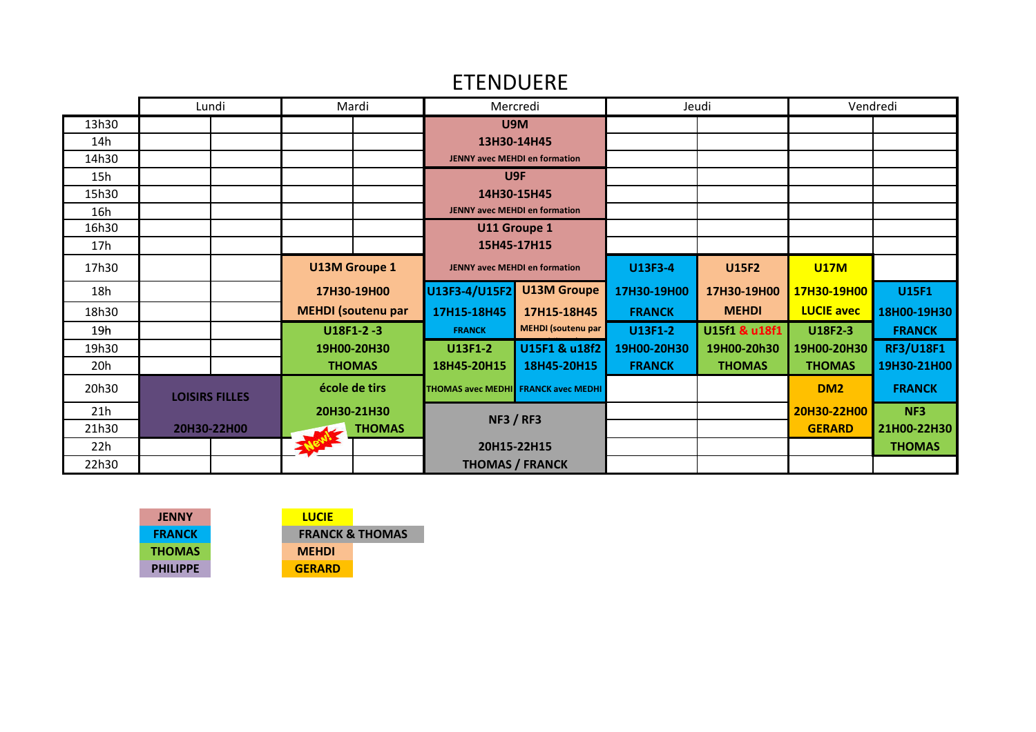# ETENDUERE

| | Lundi | | Mardi | | Mercredi | | Jeudi | | Vendredi | |
|---|---|---|---|---|---|---|---|---|---|---|
| 13h30 | | | | | U9M | | | | | |
| 14h | | | | | 13H30-14H45 | | | | | |
| 14h30 | | | | | JENNY avec MEHDI en formation | | | | | |
| 15h | | | | | U9F | | | | | |
| 15h30 | | | | | 14H30-15H45 | | | | | |
| 16h | | | | | JENNY avec MEHDI en formation | | | | | |
| 16h30 | | | | | U11 Groupe 1 | | | | | |
| 17h | | | | | 15H45-17H15 | | | | | |
| 17h30 | | | U13M Groupe 1 | | JENNY avec MEHDI en formation | | U13F3-4 | U15F2 | U17M | |
| 18h | | | 17H30-19H00 | | U13F3-4/U15F2 | U13M Groupe | 17H30-19H00 | 17H30-19H00 | 17H30-19H00 | U15F1 |
| 18h30 | | | MEHDI (soutenu par | | 17H15-18H45 | 17H15-18H45 | FRANCK | MEHDI | LUCIE avec | 18H00-19H30 |
| 19h | | | U18F1-2 -3 | | FRANCK | MEHDI (soutenu par | U13F1-2 | U15f1 & u18f1 | U18F2-3 | FRANCK |
| 19h30 | | | 19H00-20H30 | | U13F1-2 | U15F1 & u18f2 | 19H00-20H30 | 19H00-20h30 | 19H00-20H30 | RF3/U18F1 |
| 20h | | | THOMAS | | 18H45-20H15 | 18H45-20H15 | FRANCK | THOMAS | THOMAS | 19H30-21H00 |
| 20h30 | LOISIRS FILLES | | école de tirs | | THOMAS avec MEDHI | FRANCK avec MEDHI | | | DM2 | FRANCK |
| 21h | | | 20H30-21H30 | | NF3 / RF3 | | | | 20H30-22H00 | NF3 |
| 21h30 | 20H30-22H00 | | New! THOMAS | | | | | | GERARD | 21H00-22H30 |
| 22h | | | | | 20H15-22H15 | | | | | THOMAS |
| 22h30 | | | | | THOMAS / FRANCK | | | | | |

| | |
|---|---|
| JENNY | LUCIE |
| FRANCK | FRANCK & THOMAS |
| THOMAS | MEHDI |
| PHILIPPE | GERARD |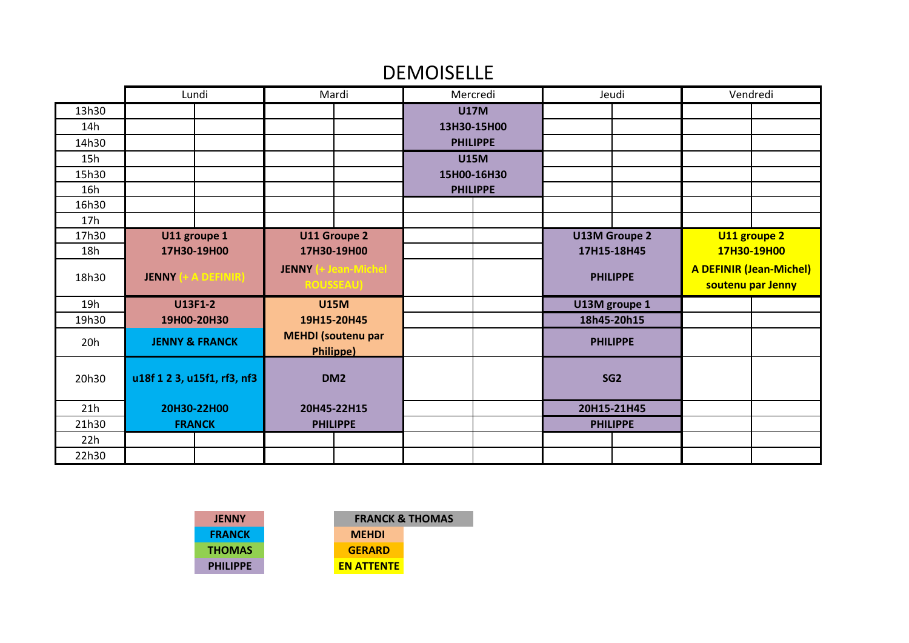# DEMOISELLE

| | Lundi | Mardi | Mercredi | Jeudi | Vendredi |
|---|---|---|---|---|---|
| 13h30 | | | **U17M** | | |
| 14h | | | **13H30-15H00** | | |
| 14h30 | | | **PHILIPPE** | | |
| 15h | | | **U15M** | | |
| 15h30 | | | **15H00-16H30** | | |
| 16h | | | **PHILIPPE** | | |
| 16h30 | | | | | |
| 17h | | | | | |
| 17h30 | **U11 groupe 1** | **U11 Groupe 2** | | **U13M Groupe 2** | **U11 groupe 2** |
| 18h | **17H30-19H00** | **17H30-19H00** | | **17H15-18H45** | **17H30-19H00** |
| 18h30 | **JENNY (+ A DEFINIR)** | **JENNY (+ Jean-Michel ROUSSEAU)** | | **PHILIPPE** | **A DEFINIR (Jean-Michel) soutenu par Jenny** |
| 19h | **U13F1-2** | **U15M** | | **U13M groupe 1** | |
| 19h30 | **19H00-20H30** | **19H15-20H45** | | **18h45-20h15** | |
| 20h | **JENNY & FRANCK** | **MEHDI (soutenu par Philippe)** | | **PHILIPPE** | |
| 20h30 | **u18f 1 2 3, u15f1, rf3, nf3** | **DM2** | | **SG2** | |
| 21h | **20H30-22H00** | **20H45-22H15** | | **20H15-21H45** | |
| 21h30 | **FRANCK** | **PHILIPPE** | | **PHILIPPE** | |
| 22h | | | | | |
| 22h30 | | | | | |

| Légende | |
|---|---|
| **JENNY** | **FRANCK & THOMAS** |
| **FRANCK** | **MEHDI** |
| **THOMAS** | **GERARD** |
| **PHILIPPE** | **EN ATTENTE** |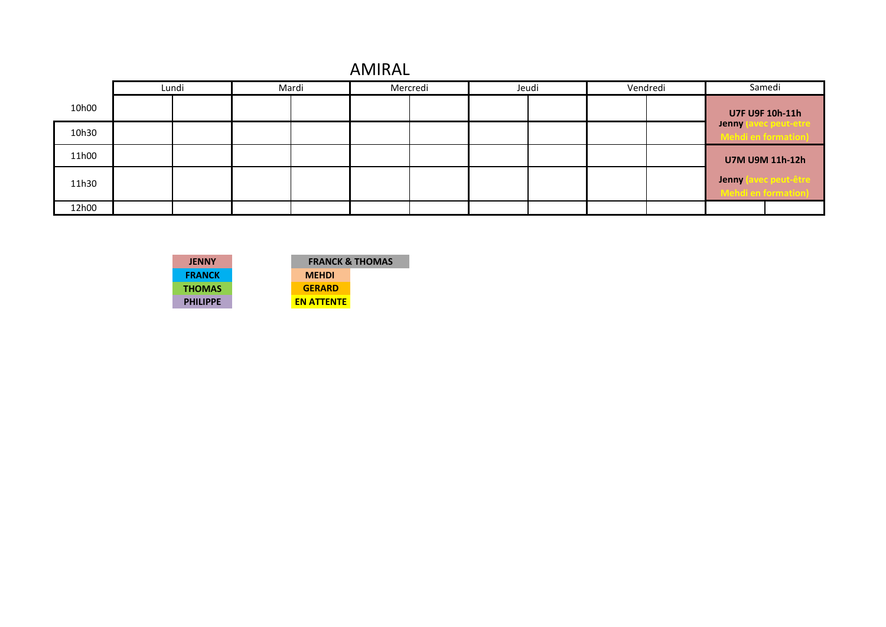# AMIRAL

| | Lundi | Mardi | Mercredi | Jeudi | Vendredi | Samedi |
|---|---|---|---|---|---|---|
| 10h00 | | | | | | **U7F U9F 10h-11h** **Jenny** (avec peut-être Mehdi en formation) |
| 10h30 | | | | | | |
| 11h00 | | | | | | **U7M U9M 11h-12h** **Jenny** (avec peut-être Mehdi en formation) |
| 11h30 | | | | | | |
| 12h00 | | | | | | |

| | |
|---|---|
| **JENNY** | **FRANCK & THOMAS** |
| **FRANCK** | **MEHDI** |
| **THOMAS** | **GERARD** |
| **PHILIPPE** | **EN ATTENTE** |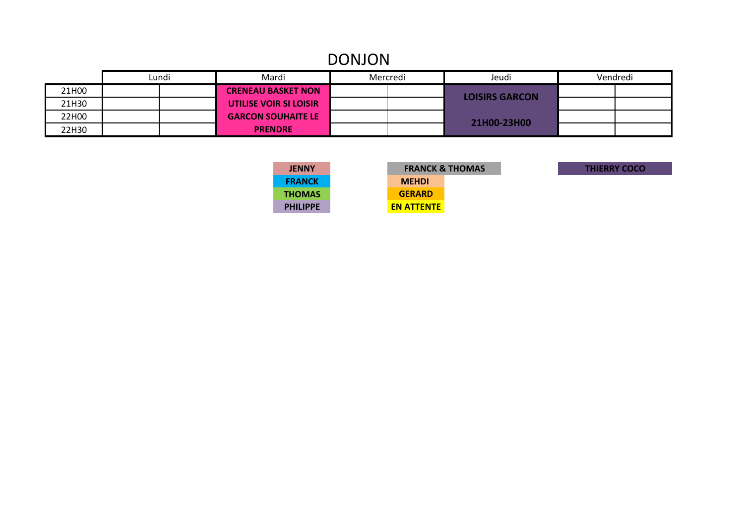# DONJON

| | Lundi | | Mardi | Mercredi | | Jeudi | Vendredi | |
|---|---|---|---|---|---|---|---|---|
| 21H00 | | | CRENEAU BASKET NON UTILISE VOIR SI LOISIR GARCON SOUHAITE LE PRENDRE | | | LOISIRS GARCON 21H00-23H00 | | |
| 21H30 | | | | | | | | |
| 22H00 | | | | | | | | |
| 22H30 | | | | | | | | |

**JENNY**
**FRANCK**
**THOMAS**
**PHILIPPE**

**FRANCK & THOMAS**
**MEHDI**
**GERARD**
**EN ATTENTE**

**THIERRY COCO**